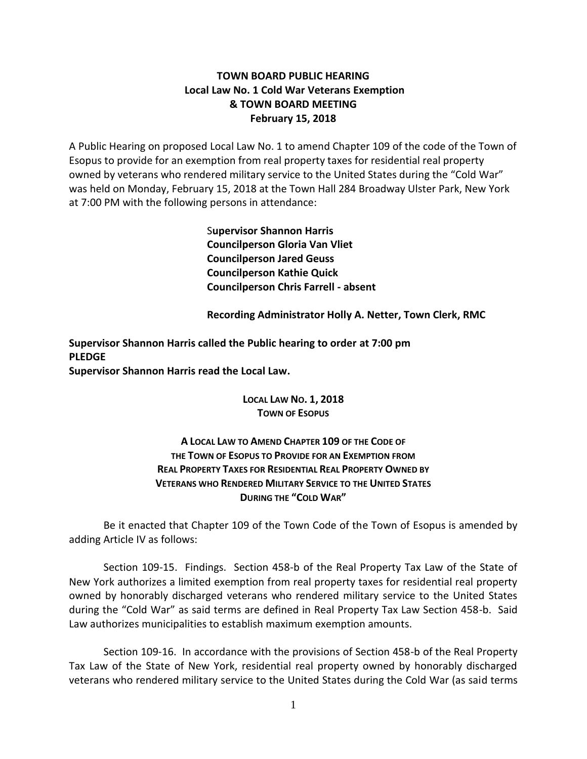**TOWN BOARD PUBLIC HEARING**
**Local Law No. 1 Cold War Veterans Exemption**
**& TOWN BOARD MEETING**
**February 15, 2018**

A Public Hearing on proposed Local Law No. 1 to amend Chapter 109 of the code of the Town of Esopus to provide for an exemption from real property taxes for residential real property owned by veterans who rendered military service to the United States during the "Cold War" was held on Monday, February 15, 2018 at the Town Hall 284 Broadway Ulster Park, New York at 7:00 PM with the following persons in attendance:

**Supervisor Shannon Harris**
**Councilperson Gloria Van Vliet**
**Councilperson Jared Geuss**
**Councilperson Kathie Quick**
**Councilperson Chris Farrell - absent**

**Recording Administrator Holly A. Netter, Town Clerk, RMC**

**Supervisor Shannon Harris called the Public hearing to order at 7:00 pm**
**PLEDGE**
**Supervisor Shannon Harris read the Local Law.**

**LOCAL LAW NO. 1, 2018**
**TOWN OF ESOPUS**

**A LOCAL LAW TO AMEND CHAPTER 109 OF THE CODE OF THE TOWN OF ESOPUS TO PROVIDE FOR AN EXEMPTION FROM REAL PROPERTY TAXES FOR RESIDENTIAL REAL PROPERTY OWNED BY VETERANS WHO RENDERED MILITARY SERVICE TO THE UNITED STATES DURING THE "COLD WAR"**

Be it enacted that Chapter 109 of the Town Code of the Town of Esopus is amended by adding Article IV as follows:

Section 109-15. Findings. Section 458-b of the Real Property Tax Law of the State of New York authorizes a limited exemption from real property taxes for residential real property owned by honorably discharged veterans who rendered military service to the United States during the "Cold War" as said terms are defined in Real Property Tax Law Section 458-b. Said Law authorizes municipalities to establish maximum exemption amounts.

Section 109-16. In accordance with the provisions of Section 458-b of the Real Property Tax Law of the State of New York, residential real property owned by honorably discharged veterans who rendered military service to the United States during the Cold War (as said terms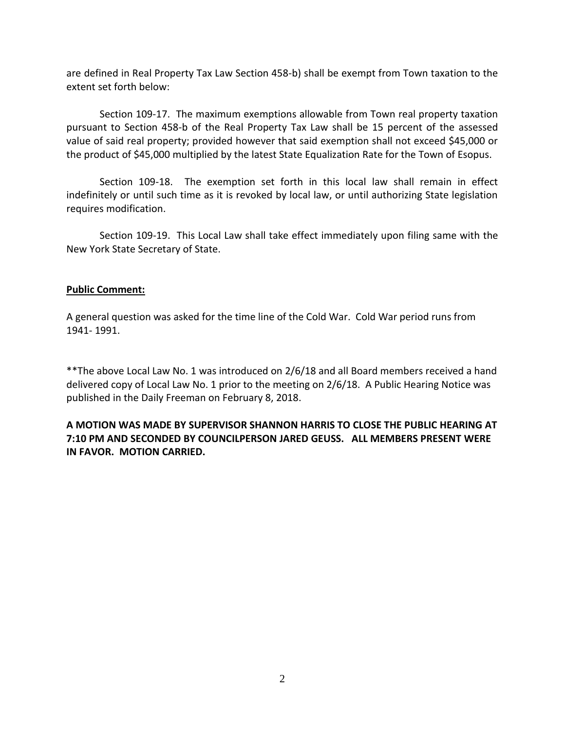are defined in Real Property Tax Law Section 458-b) shall be exempt from Town taxation to the extent set forth below:

Section 109-17. The maximum exemptions allowable from Town real property taxation pursuant to Section 458-b of the Real Property Tax Law shall be 15 percent of the assessed value of said real property; provided however that said exemption shall not exceed $45,000 or the product of $45,000 multiplied by the latest State Equalization Rate for the Town of Esopus.

Section 109-18. The exemption set forth in this local law shall remain in effect indefinitely or until such time as it is revoked by local law, or until authorizing State legislation requires modification.

Section 109-19. This Local Law shall take effect immediately upon filing same with the New York State Secretary of State.

**Public Comment:**

A general question was asked for the time line of the Cold War. Cold War period runs from 1941- 1991.

**The above Local Law No. 1 was introduced on 2/6/18 and all Board members received a hand delivered copy of Local Law No. 1 prior to the meeting on 2/6/18. A Public Hearing Notice was published in the Daily Freeman on February 8, 2018.

**A MOTION WAS MADE BY SUPERVISOR SHANNON HARRIS TO CLOSE THE PUBLIC HEARING AT 7:10 PM AND SECONDED BY COUNCILPERSON JARED GEUSS. ALL MEMBERS PRESENT WERE IN FAVOR. MOTION CARRIED.**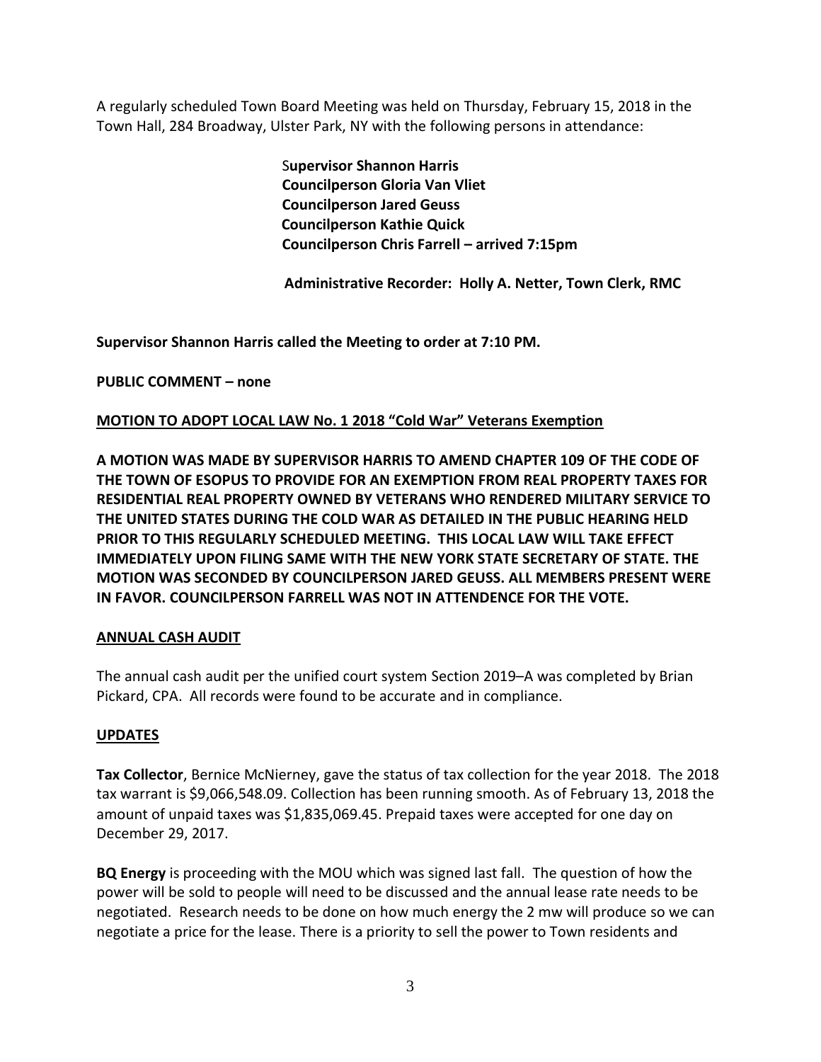A regularly scheduled Town Board Meeting was held on Thursday, February 15, 2018 in the Town Hall, 284 Broadway, Ulster Park, NY with the following persons in attendance:

**Supervisor Shannon Harris**
**Councilperson Gloria Van Vliet**
**Councilperson Jared Geuss**
**Councilperson Kathie Quick**
**Councilperson Chris Farrell – arrived 7:15pm**

**Administrative Recorder: Holly A. Netter, Town Clerk, RMC**

**Supervisor Shannon Harris called the Meeting to order at 7:10 PM.**

**PUBLIC COMMENT – none**

**MOTION TO ADOPT LOCAL LAW No. 1 2018 "Cold War" Veterans Exemption**

**A MOTION WAS MADE BY SUPERVISOR HARRIS TO AMEND CHAPTER 109 OF THE CODE OF THE TOWN OF ESOPUS TO PROVIDE FOR AN EXEMPTION FROM REAL PROPERTY TAXES FOR RESIDENTIAL REAL PROPERTY OWNED BY VETERANS WHO RENDERED MILITARY SERVICE TO THE UNITED STATES DURING THE COLD WAR AS DETAILED IN THE PUBLIC HEARING HELD PRIOR TO THIS REGULARLY SCHEDULED MEETING. THIS LOCAL LAW WILL TAKE EFFECT IMMEDIATELY UPON FILING SAME WITH THE NEW YORK STATE SECRETARY OF STATE. THE MOTION WAS SECONDED BY COUNCILPERSON JARED GEUSS. ALL MEMBERS PRESENT WERE IN FAVOR. COUNCILPERSON FARRELL WAS NOT IN ATTENDENCE FOR THE VOTE.**

**ANNUAL CASH AUDIT**

The annual cash audit per the unified court system Section 2019–A was completed by Brian Pickard, CPA. All records were found to be accurate and in compliance.

**UPDATES**

**Tax Collector**, Bernice McNierney, gave the status of tax collection for the year 2018. The 2018 tax warrant is $9,066,548.09. Collection has been running smooth. As of February 13, 2018 the amount of unpaid taxes was $1,835,069.45. Prepaid taxes were accepted for one day on December 29, 2017.

**BQ Energy** is proceeding with the MOU which was signed last fall. The question of how the power will be sold to people will need to be discussed and the annual lease rate needs to be negotiated. Research needs to be done on how much energy the 2 mw will produce so we can negotiate a price for the lease. There is a priority to sell the power to Town residents and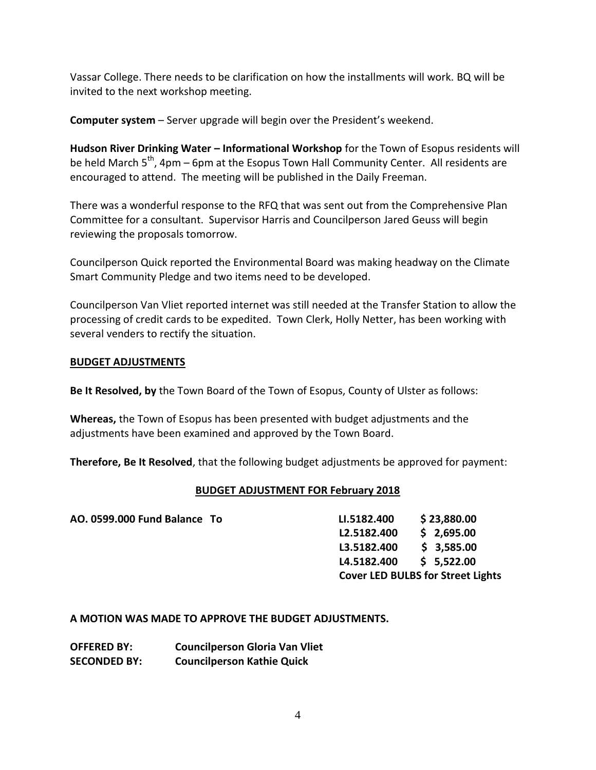Vassar College. There needs to be clarification on how the installments will work. BQ will be invited to the next workshop meeting.

**Computer system** – Server upgrade will begin over the President's weekend.

**Hudson River Drinking Water – Informational Workshop** for the Town of Esopus residents will be held March 5th, 4pm – 6pm at the Esopus Town Hall Community Center. All residents are encouraged to attend. The meeting will be published in the Daily Freeman.

There was a wonderful response to the RFQ that was sent out from the Comprehensive Plan Committee for a consultant. Supervisor Harris and Councilperson Jared Geuss will begin reviewing the proposals tomorrow.

Councilperson Quick reported the Environmental Board was making headway on the Climate Smart Community Pledge and two items need to be developed.

Councilperson Van Vliet reported internet was still needed at the Transfer Station to allow the processing of credit cards to be expedited. Town Clerk, Holly Netter, has been working with several venders to rectify the situation.

## BUDGET ADJUSTMENTS

**Be It Resolved, by** the Town Board of the Town of Esopus, County of Ulster as follows:

**Whereas,** the Town of Esopus has been presented with budget adjustments and the adjustments have been examined and approved by the Town Board.

**Therefore, Be It Resolved**, that the following budget adjustments be approved for payment:

### BUDGET ADJUSTMENT FOR February 2018

| | | |
|---|---|---|
| **AO. 0599.000 Fund Balance To** | **LI.5182.400** | **$ 23,880.00** |
| | **L2.5182.400** | **$ 2,695.00** |
| | **L3.5182.400** | **$ 3,585.00** |
| | **L4.5182.400** | **$ 5,522.00** |
| | **Cover LED BULBS for Street Lights** | |

**A MOTION WAS MADE TO APPROVE THE BUDGET ADJUSTMENTS.**

**OFFERED BY:** **Councilperson Gloria Van Vliet**
**SECONDED BY:** **Councilperson Kathie Quick**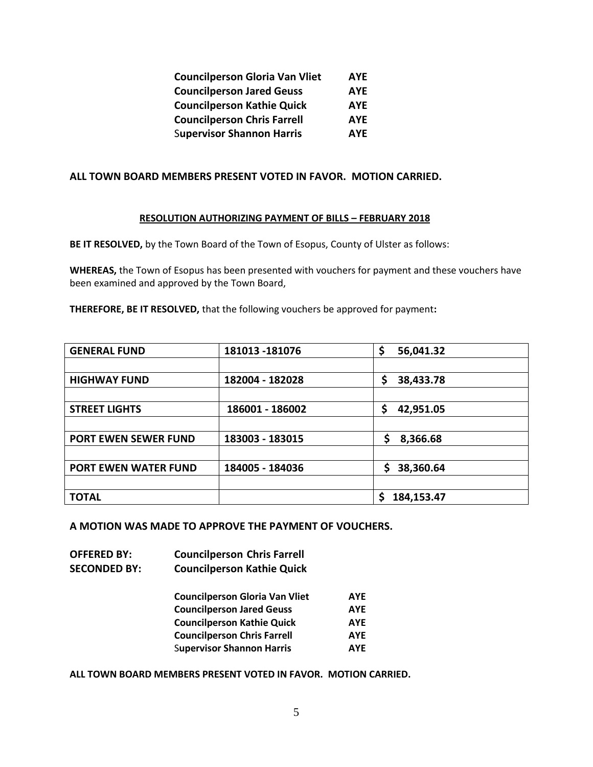| | |
|---|---|
| **Councilperson Gloria Van Vliet** | **AYE** |
| **Councilperson Jared Geuss** | **AYE** |
| **Councilperson Kathie Quick** | **AYE** |
| **Councilperson Chris Farrell** | **AYE** |
| **Supervisor Shannon Harris** | **AYE** |

**ALL TOWN BOARD MEMBERS PRESENT VOTED IN FAVOR. MOTION CARRIED.**

**RESOLUTION AUTHORIZING PAYMENT OF BILLS – FEBRUARY 2018**

**BE IT RESOLVED,** by the Town Board of the Town of Esopus, County of Ulster as follows:

**WHEREAS,** the Town of Esopus has been presented with vouchers for payment and these vouchers have been examined and approved by the Town Board,

**THEREFORE, BE IT RESOLVED,** that the following vouchers be approved for payment**:**

| | | |
|---|---|---|
| **GENERAL FUND** | **181013 -181076** | **$ 56,041.32** |
| | | |
| **HIGHWAY FUND** | **182004 - 182028** | **$ 38,433.78** |
| | | |
| **STREET LIGHTS** | **186001 - 186002** | **$ 42,951.05** |
| | | |
| **PORT EWEN SEWER FUND** | **183003 - 183015** | **$ 8,366.68** |
| | | |
| **PORT EWEN WATER FUND** | **184005 - 184036** | **$ 38,360.64** |
| | | |
| **TOTAL** | | **$ 184,153.47** |

**A MOTION WAS MADE TO APPROVE THE PAYMENT OF VOUCHERS.**

**OFFERED BY:** **Councilperson Chris Farrell**
**SECONDED BY:** **Councilperson Kathie Quick**

| | |
|---|---|
| **Councilperson Gloria Van Vliet** | **AYE** |
| **Councilperson Jared Geuss** | **AYE** |
| **Councilperson Kathie Quick** | **AYE** |
| **Councilperson Chris Farrell** | **AYE** |
| **Supervisor Shannon Harris** | **AYE** |

**ALL TOWN BOARD MEMBERS PRESENT VOTED IN FAVOR. MOTION CARRIED.**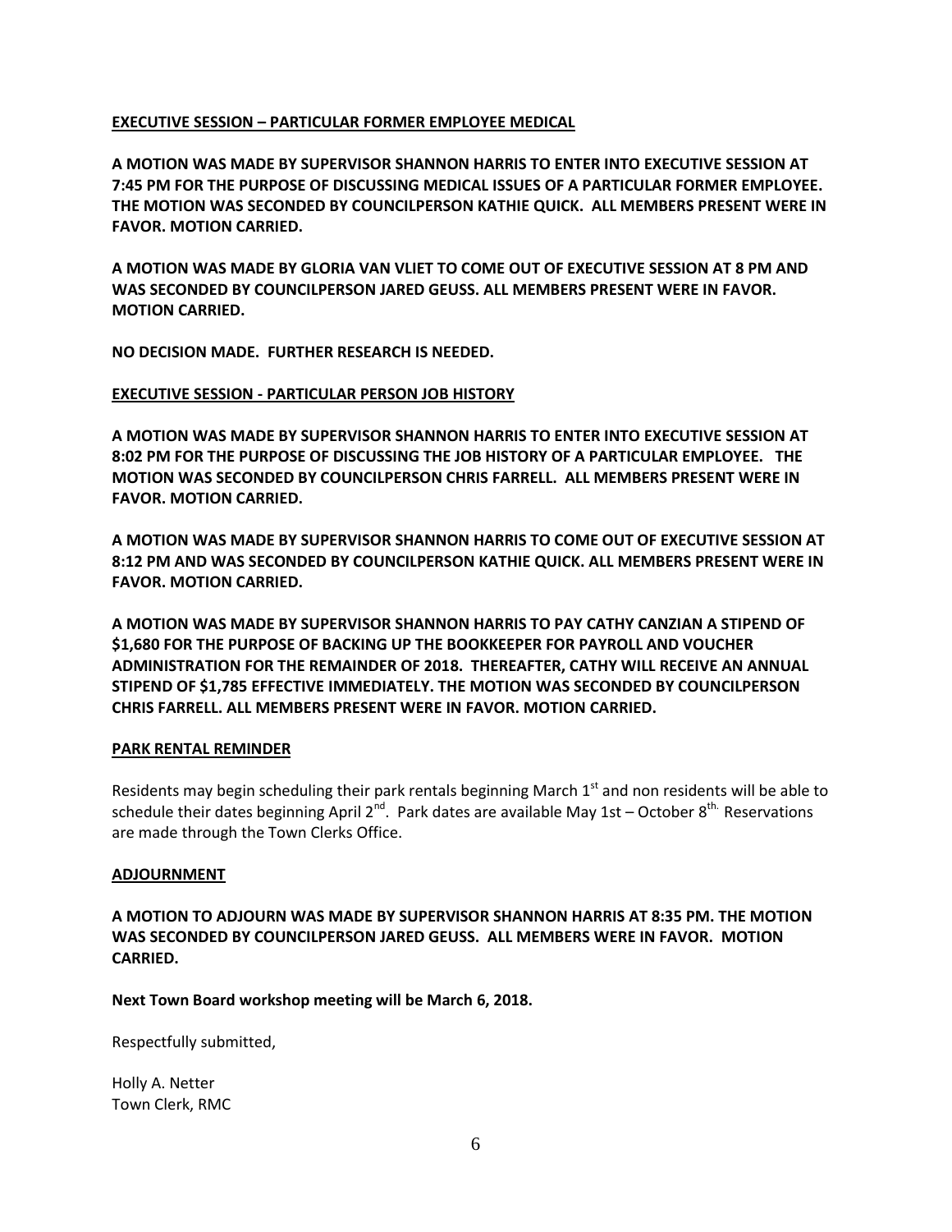**<u>EXECUTIVE SESSION – PARTICULAR FORMER EMPLOYEE MEDICAL</u>**

**A MOTION WAS MADE BY SUPERVISOR SHANNON HARRIS TO ENTER INTO EXECUTIVE SESSION AT 7:45 PM FOR THE PURPOSE OF DISCUSSING MEDICAL ISSUES OF A PARTICULAR FORMER EMPLOYEE. THE MOTION WAS SECONDED BY COUNCILPERSON KATHIE QUICK. ALL MEMBERS PRESENT WERE IN FAVOR. MOTION CARRIED.**

**A MOTION WAS MADE BY GLORIA VAN VLIET TO COME OUT OF EXECUTIVE SESSION AT 8 PM AND WAS SECONDED BY COUNCILPERSON JARED GEUSS. ALL MEMBERS PRESENT WERE IN FAVOR. MOTION CARRIED.**

**NO DECISION MADE. FURTHER RESEARCH IS NEEDED.**

**<u>EXECUTIVE SESSION - PARTICULAR PERSON JOB HISTORY</u>**

**A MOTION WAS MADE BY SUPERVISOR SHANNON HARRIS TO ENTER INTO EXECUTIVE SESSION AT 8:02 PM FOR THE PURPOSE OF DISCUSSING THE JOB HISTORY OF A PARTICULAR EMPLOYEE. THE MOTION WAS SECONDED BY COUNCILPERSON CHRIS FARRELL. ALL MEMBERS PRESENT WERE IN FAVOR. MOTION CARRIED.**

**A MOTION WAS MADE BY SUPERVISOR SHANNON HARRIS TO COME OUT OF EXECUTIVE SESSION AT 8:12 PM AND WAS SECONDED BY COUNCILPERSON KATHIE QUICK. ALL MEMBERS PRESENT WERE IN FAVOR. MOTION CARRIED.**

**A MOTION WAS MADE BY SUPERVISOR SHANNON HARRIS TO PAY CATHY CANZIAN A STIPEND OF $1,680 FOR THE PURPOSE OF BACKING UP THE BOOKKEEPER FOR PAYROLL AND VOUCHER ADMINISTRATION FOR THE REMAINDER OF 2018. THEREAFTER, CATHY WILL RECEIVE AN ANNUAL STIPEND OF $1,785 EFFECTIVE IMMEDIATELY. THE MOTION WAS SECONDED BY COUNCILPERSON CHRIS FARRELL. ALL MEMBERS PRESENT WERE IN FAVOR. MOTION CARRIED.**

**<u>PARK RENTAL REMINDER</u>**

Residents may begin scheduling their park rentals beginning March 1st and non residents will be able to schedule their dates beginning April 2nd. Park dates are available May 1st – October 8th. Reservations are made through the Town Clerks Office.

**<u>ADJOURNMENT</u>**

**A MOTION TO ADJOURN WAS MADE BY SUPERVISOR SHANNON HARRIS AT 8:35 PM. THE MOTION WAS SECONDED BY COUNCILPERSON JARED GEUSS. ALL MEMBERS WERE IN FAVOR. MOTION CARRIED.**

**Next Town Board workshop meeting will be March 6, 2018.**

Respectfully submitted,

Holly A. Netter
Town Clerk, RMC